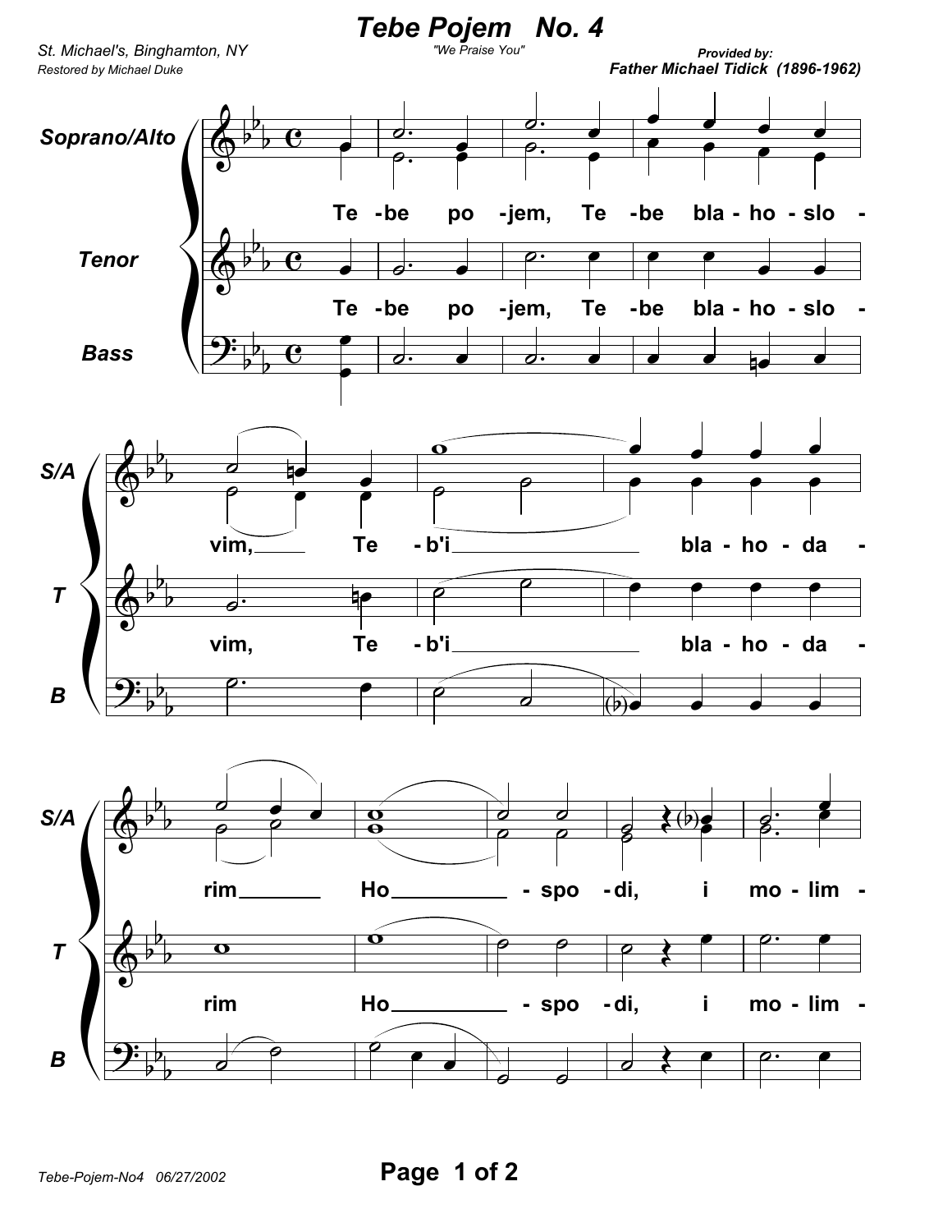# Tebe Pojem   No. 4

*"We Praise You"*

*St. Michael's, Binghamton, NY*
*Restored by Michael Duke*

***Provided by:***
***Father Michael Tidick (1896-1962)***

**Soprano/Alto**, **Tenor**, **Bass**

Te - be po - jem, Te - be bla - ho - slo - vim, Te - b'i bla - ho - da - rim Ho - spo - di, i mo - lim -

*Tebe-Pojem-No4 06/27/2002*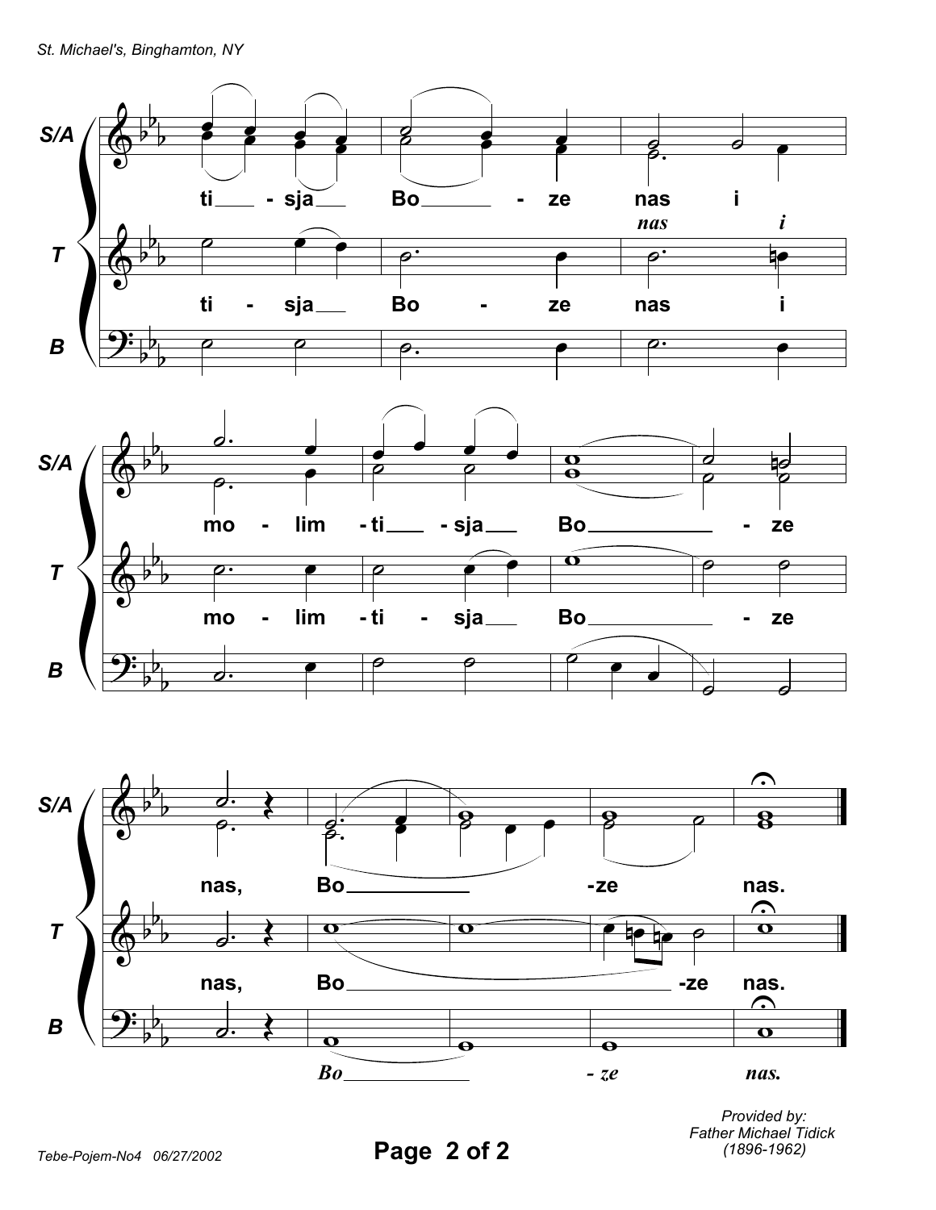S/A
T
B

ti - sja Bo - ze nas i
ti - sja Bo - ze nas i

mo - lim - ti - sja Bo - ze
mo - lim - ti - sja Bo - ze

nas, Bo -ze nas.
nas, Bo -ze nas.
*Bo - ze nas.*

Provided by:
Father Michael Tidick
(1896-1962)